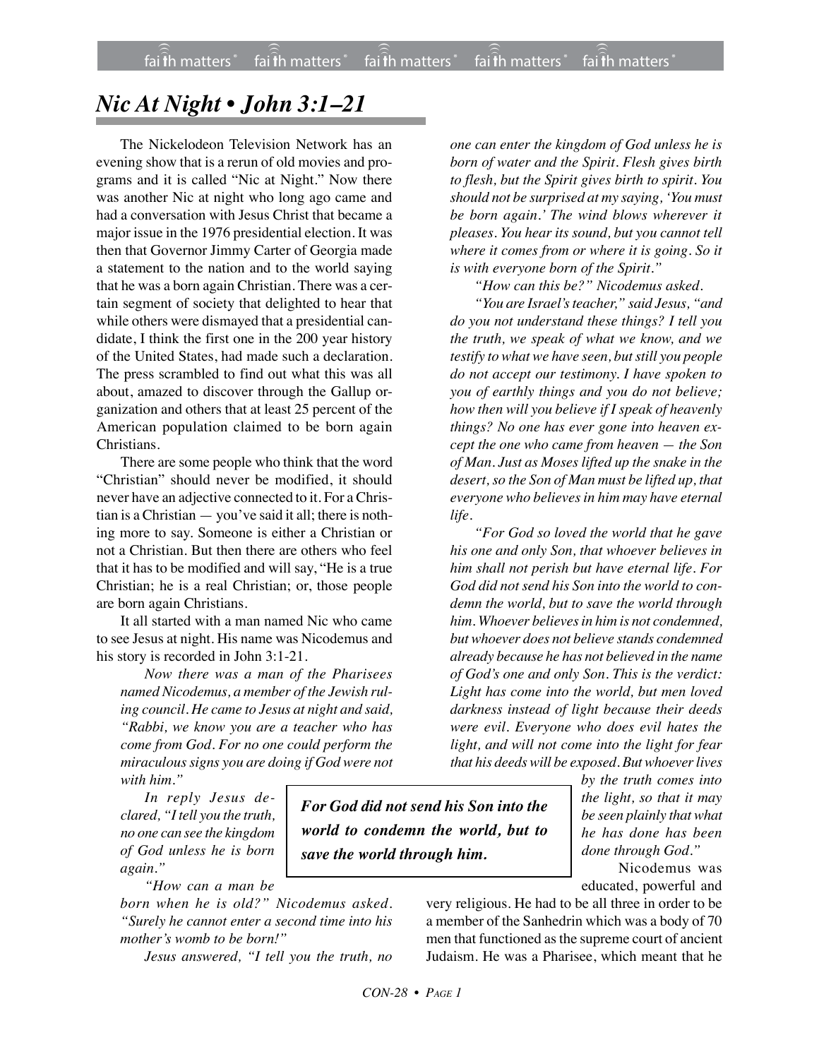# Nic At Night • John 3:1–21

The Nickelodeon Television Network has an evening show that is a rerun of old movies and programs and it is called "Nic at Night." Now there was another Nic at night who long ago came and had a conversation with Jesus Christ that became a major issue in the 1976 presidential election. It was then that Governor Jimmy Carter of Georgia made a statement to the nation and to the world saying that he was a born again Christian. There was a certain segment of society that delighted to hear that while others were dismayed that a presidential candidate, I think the first one in the 200 year history of the United States, had made such a declaration. The press scrambled to find out what this was all about, amazed to discover through the Gallup organization and others that at least 25 percent of the American population claimed to be born again Christians.

There are some people who think that the word "Christian" should never be modified, it should never have an adjective connected to it. For a Christian is a Christian — you've said it all; there is nothing more to say. Someone is either a Christian or not a Christian. But then there are others who feel that it has to be modified and will say, "He is a true Christian; he is a real Christian; or, those people are born again Christians.

It all started with a man named Nic who came to see Jesus at night. His name was Nicodemus and his story is recorded in John 3:1-21.

> *Now there was a man of the Pharisees named Nicodemus, a member of the Jewish ruling council. He came to Jesus at night and said, "Rabbi, we know you are a teacher who has come from God. For no one could perform the miraculous signs you are doing if God were not with him."*
>
> *In reply Jesus declared, "I tell you the truth, no one can see the kingdom of God unless he is born again."*
>
> *"How can a man be born when he is old?" Nicodemus asked. "Surely he cannot enter a second time into his mother's womb to be born!"*
>
> *Jesus answered, "I tell you the truth, no one can enter the kingdom of God unless he is born of water and the Spirit. Flesh gives birth to flesh, but the Spirit gives birth to spirit. You should not be surprised at my saying, 'You must be born again.' The wind blows wherever it pleases. You hear its sound, but you cannot tell where it comes from or where it is going. So it is with everyone born of the Spirit."*
>
> *"How can this be?" Nicodemus asked.*
>
> *"You are Israel's teacher," said Jesus, "and do you not understand these things? I tell you the truth, we speak of what we know, and we testify to what we have seen, but still you people do not accept our testimony. I have spoken to you of earthly things and you do not believe; how then will you believe if I speak of heavenly things? No one has ever gone into heaven except the one who came from heaven — the Son of Man. Just as Moses lifted up the snake in the desert, so the Son of Man must be lifted up, that everyone who believes in him may have eternal life.*
>
> *"For God so loved the world that he gave his one and only Son, that whoever believes in him shall not perish but have eternal life. For God did not send his Son into the world to condemn the world, but to save the world through him. Whoever believes in him is not condemned, but whoever does not believe stands condemned already because he has not believed in the name of God's one and only Son. This is the verdict: Light has come into the world, but men loved darkness instead of light because their deeds were evil. Everyone who does evil hates the light, and will not come into the light for fear that his deeds will be exposed. But whoever lives by the truth comes into the light, so that it may be seen plainly that what he has done has been done through God."*

***For God did not send his Son into the world to condemn the world, but to save the world through him.***

Nicodemus was educated, powerful and very religious. He had to be all three in order to be a member of the Sanhedrin which was a body of 70 men that functioned as the supreme court of ancient Judaism. He was a Pharisee, which meant that he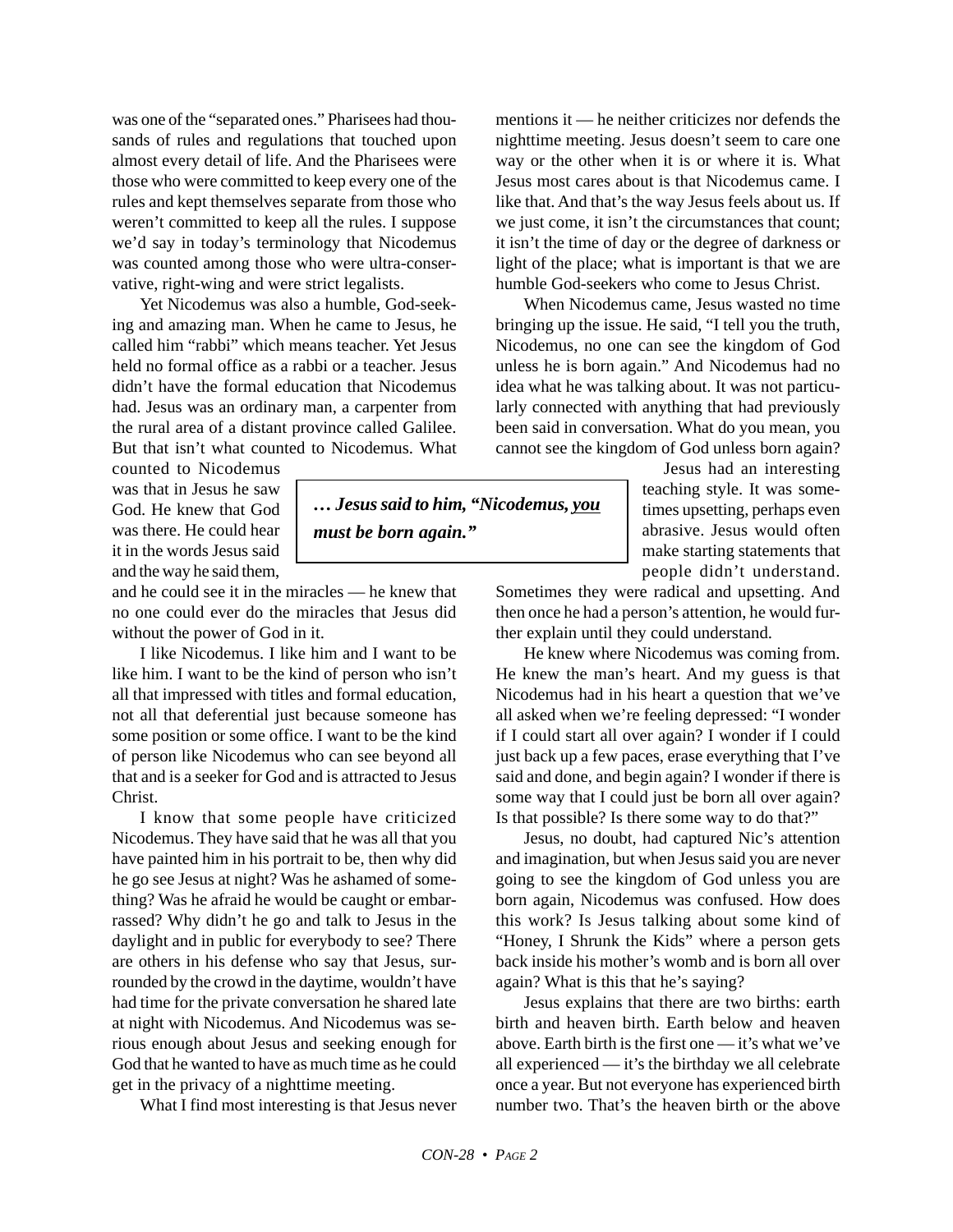was one of the "separated ones." Pharisees had thousands of rules and regulations that touched upon almost every detail of life. And the Pharisees were those who were committed to keep every one of the rules and kept themselves separate from those who weren't committed to keep all the rules. I suppose we'd say in today's terminology that Nicodemus was counted among those who were ultra-conservative, right-wing and were strict legalists.

Yet Nicodemus was also a humble, God-seeking and amazing man. When he came to Jesus, he called him "rabbi" which means teacher. Yet Jesus held no formal office as a rabbi or a teacher. Jesus didn't have the formal education that Nicodemus had. Jesus was an ordinary man, a carpenter from the rural area of a distant province called Galilee. But that isn't what counted to Nicodemus. What counted to Nicodemus was that in Jesus he saw God. He knew that God was there. He could hear it in the words Jesus said and the way he said them, and he could see it in the miracles — he knew that no one could ever do the miracles that Jesus did without the power of God in it.

> ***… Jesus said to him, "Nicodemus, <u>you</u> must be born again."***

I like Nicodemus. I like him and I want to be like him. I want to be the kind of person who isn't all that impressed with titles and formal education, not all that deferential just because someone has some position or some office. I want to be the kind of person like Nicodemus who can see beyond all that and is a seeker for God and is attracted to Jesus Christ.

I know that some people have criticized Nicodemus. They have said that he was all that you have painted him in his portrait to be, then why did he go see Jesus at night? Was he ashamed of something? Was he afraid he would be caught or embarrassed? Why didn't he go and talk to Jesus in the daylight and in public for everybody to see? There are others in his defense who say that Jesus, surrounded by the crowd in the daytime, wouldn't have had time for the private conversation he shared late at night with Nicodemus. And Nicodemus was serious enough about Jesus and seeking enough for God that he wanted to have as much time as he could get in the privacy of a nighttime meeting.

What I find most interesting is that Jesus never mentions it — he neither criticizes nor defends the nighttime meeting. Jesus doesn't seem to care one way or the other when it is or where it is. What Jesus most cares about is that Nicodemus came. I like that. And that's the way Jesus feels about us. If we just come, it isn't the circumstances that count; it isn't the time of day or the degree of darkness or light of the place; what is important is that we are humble God-seekers who come to Jesus Christ.

When Nicodemus came, Jesus wasted no time bringing up the issue. He said, "I tell you the truth, Nicodemus, no one can see the kingdom of God unless he is born again." And Nicodemus had no idea what he was talking about. It was not particularly connected with anything that had previously been said in conversation. What do you mean, you cannot see the kingdom of God unless born again?

Jesus had an interesting teaching style. It was sometimes upsetting, perhaps even abrasive. Jesus would often make starting statements that people didn't understand. Sometimes they were radical and upsetting. And then once he had a person's attention, he would further explain until they could understand.

He knew where Nicodemus was coming from. He knew the man's heart. And my guess is that Nicodemus had in his heart a question that we've all asked when we're feeling depressed: "I wonder if I could start all over again? I wonder if I could just back up a few paces, erase everything that I've said and done, and begin again? I wonder if there is some way that I could just be born all over again? Is that possible? Is there some way to do that?"

Jesus, no doubt, had captured Nic's attention and imagination, but when Jesus said you are never going to see the kingdom of God unless you are born again, Nicodemus was confused. How does this work? Is Jesus talking about some kind of "Honey, I Shrunk the Kids" where a person gets back inside his mother's womb and is born all over again? What is this that he's saying?

Jesus explains that there are two births: earth birth and heaven birth. Earth below and heaven above. Earth birth is the first one — it's what we've all experienced — it's the birthday we all celebrate once a year. But not everyone has experienced birth number two. That's the heaven birth or the above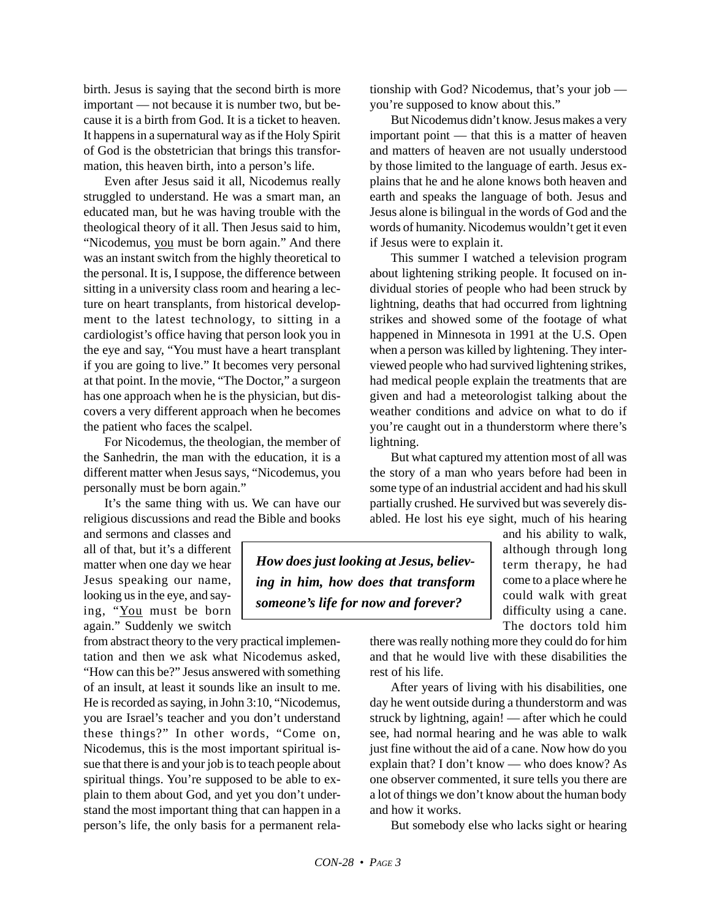birth. Jesus is saying that the second birth is more important — not because it is number two, but because it is a birth from God. It is a ticket to heaven. It happens in a supernatural way as if the Holy Spirit of God is the obstetrician that brings this transformation, this heaven birth, into a person's life.

Even after Jesus said it all, Nicodemus really struggled to understand. He was a smart man, an educated man, but he was having trouble with the theological theory of it all. Then Jesus said to him, "Nicodemus, you must be born again." And there was an instant switch from the highly theoretical to the personal. It is, I suppose, the difference between sitting in a university class room and hearing a lecture on heart transplants, from historical development to the latest technology, to sitting in a cardiologist's office having that person look you in the eye and say, "You must have a heart transplant if you are going to live." It becomes very personal at that point. In the movie, "The Doctor," a surgeon has one approach when he is the physician, but discovers a very different approach when he becomes the patient who faces the scalpel.

For Nicodemus, the theologian, the member of the Sanhedrin, the man with the education, it is a different matter when Jesus says, "Nicodemus, you personally must be born again."

It's the same thing with us. We can have our religious discussions and read the Bible and books and sermons and classes and all of that, but it's a different matter when one day we hear Jesus speaking our name, looking us in the eye, and saying, "You must be born again." Suddenly we switch from abstract theory to the very practical implementation and then we ask what Nicodemus asked, "How can this be?" Jesus answered with something of an insult, at least it sounds like an insult to me. He is recorded as saying, in John 3:10, "Nicodemus, you are Israel's teacher and you don't understand these things?" In other words, "Come on, Nicodemus, this is the most important spiritual issue that there is and your job is to teach people about spiritual things. You're supposed to be able to explain to them about God, and yet you don't understand the most important thing that can happen in a person's life, the only basis for a permanent relationship with God? Nicodemus, that's your job — you're supposed to know about this."

But Nicodemus didn't know. Jesus makes a very important point — that this is a matter of heaven and matters of heaven are not usually understood by those limited to the language of earth. Jesus explains that he and he alone knows both heaven and earth and speaks the language of both. Jesus and Jesus alone is bilingual in the words of God and the words of humanity. Nicodemus wouldn't get it even if Jesus were to explain it.

This summer I watched a television program about lightening striking people. It focused on individual stories of people who had been struck by lightning, deaths that had occurred from lightning strikes and showed some of the footage of what happened in Minnesota in 1991 at the U.S. Open when a person was killed by lightening. They interviewed people who had survived lightening strikes, had medical people explain the treatments that are given and had a meteorologist talking about the weather conditions and advice on what to do if you're caught out in a thunderstorm where there's lightning.

But what captured my attention most of all was the story of a man who years before had been in some type of an industrial accident and had his skull partially crushed. He survived but was severely disabled. He lost his eye sight, much of his hearing and his ability to walk, although through long term therapy, he had come to a place where he could walk with great difficulty using a cane. The doctors told him there was really nothing more they could do for him and that he would live with these disabilities the rest of his life.

> ***How does just looking at Jesus, believing in him, how does that transform someone's life for now and forever?***

After years of living with his disabilities, one day he went outside during a thunderstorm and was struck by lightning, again! — after which he could see, had normal hearing and he was able to walk just fine without the aid of a cane. Now how do you explain that? I don't know — who does know? As one observer commented, it sure tells you there are a lot of things we don't know about the human body and how it works.

But somebody else who lacks sight or hearing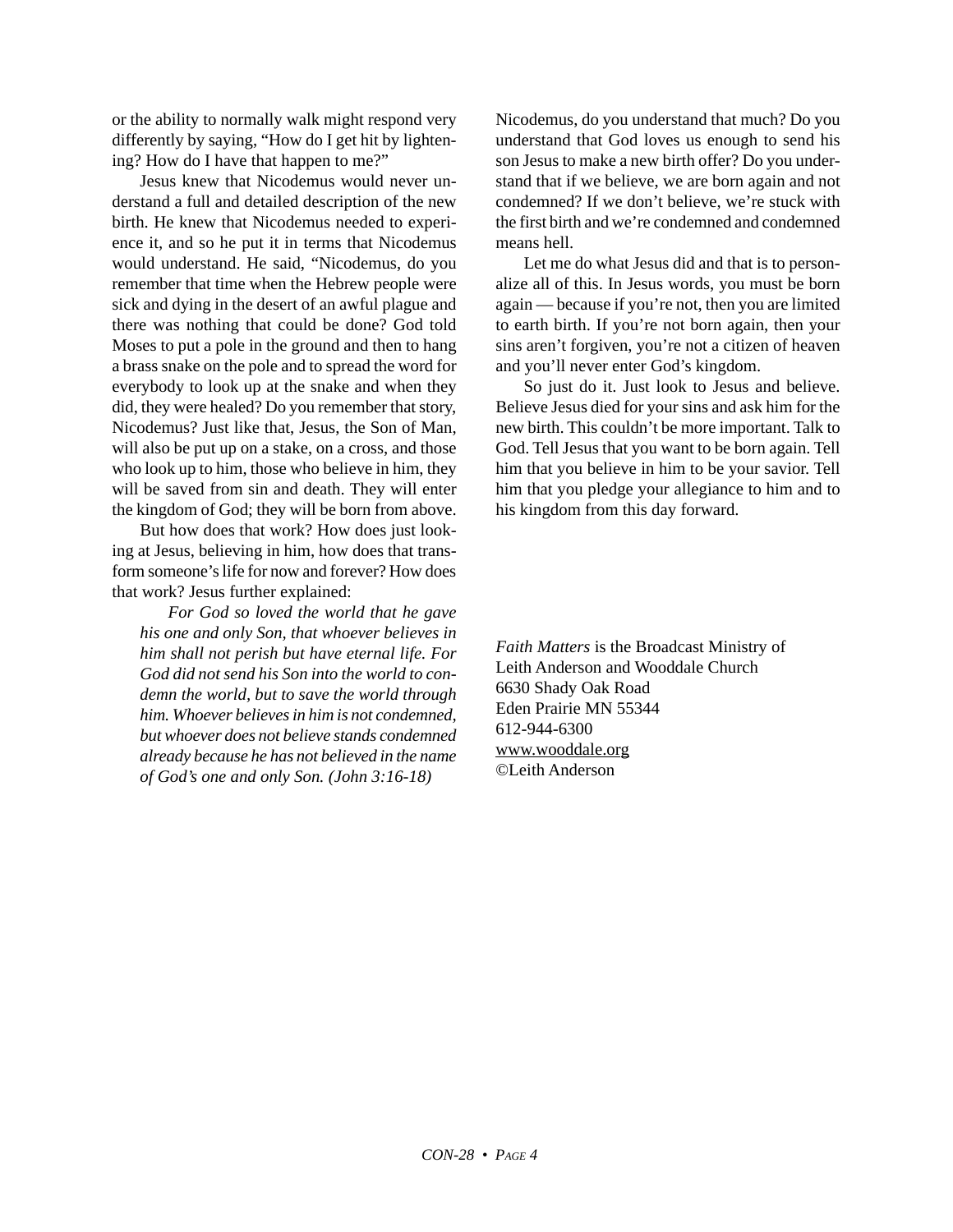or the ability to normally walk might respond very differently by saying, "How do I get hit by lightening? How do I have that happen to me?"

Jesus knew that Nicodemus would never understand a full and detailed description of the new birth. He knew that Nicodemus needed to experience it, and so he put it in terms that Nicodemus would understand. He said, "Nicodemus, do you remember that time when the Hebrew people were sick and dying in the desert of an awful plague and there was nothing that could be done? God told Moses to put a pole in the ground and then to hang a brass snake on the pole and to spread the word for everybody to look up at the snake and when they did, they were healed? Do you remember that story, Nicodemus? Just like that, Jesus, the Son of Man, will also be put up on a stake, on a cross, and those who look up to him, those who believe in him, they will be saved from sin and death. They will enter the kingdom of God; they will be born from above.

But how does that work? How does just looking at Jesus, believing in him, how does that transform someone's life for now and forever? How does that work? Jesus further explained:

> *For God so loved the world that he gave his one and only Son, that whoever believes in him shall not perish but have eternal life. For God did not send his Son into the world to condemn the world, but to save the world through him. Whoever believes in him is not condemned, but whoever does not believe stands condemned already because he has not believed in the name of God's one and only Son. (John 3:16-18)*

Nicodemus, do you understand that much? Do you understand that God loves us enough to send his son Jesus to make a new birth offer? Do you understand that if we believe, we are born again and not condemned? If we don't believe, we're stuck with the first birth and we're condemned and condemned means hell.

Let me do what Jesus did and that is to personalize all of this. In Jesus words, you must be born again — because if you're not, then you are limited to earth birth. If you're not born again, then your sins aren't forgiven, you're not a citizen of heaven and you'll never enter God's kingdom.

So just do it. Just look to Jesus and believe. Believe Jesus died for your sins and ask him for the new birth. This couldn't be more important. Talk to God. Tell Jesus that you want to be born again. Tell him that you believe in him to be your savior. Tell him that you pledge your allegiance to him and to his kingdom from this day forward.

*Faith Matters* is the Broadcast Ministry of
Leith Anderson and Wooddale Church
6630 Shady Oak Road
Eden Prairie MN 55344
612-944-6300
www.wooddale.org
©Leith Anderson